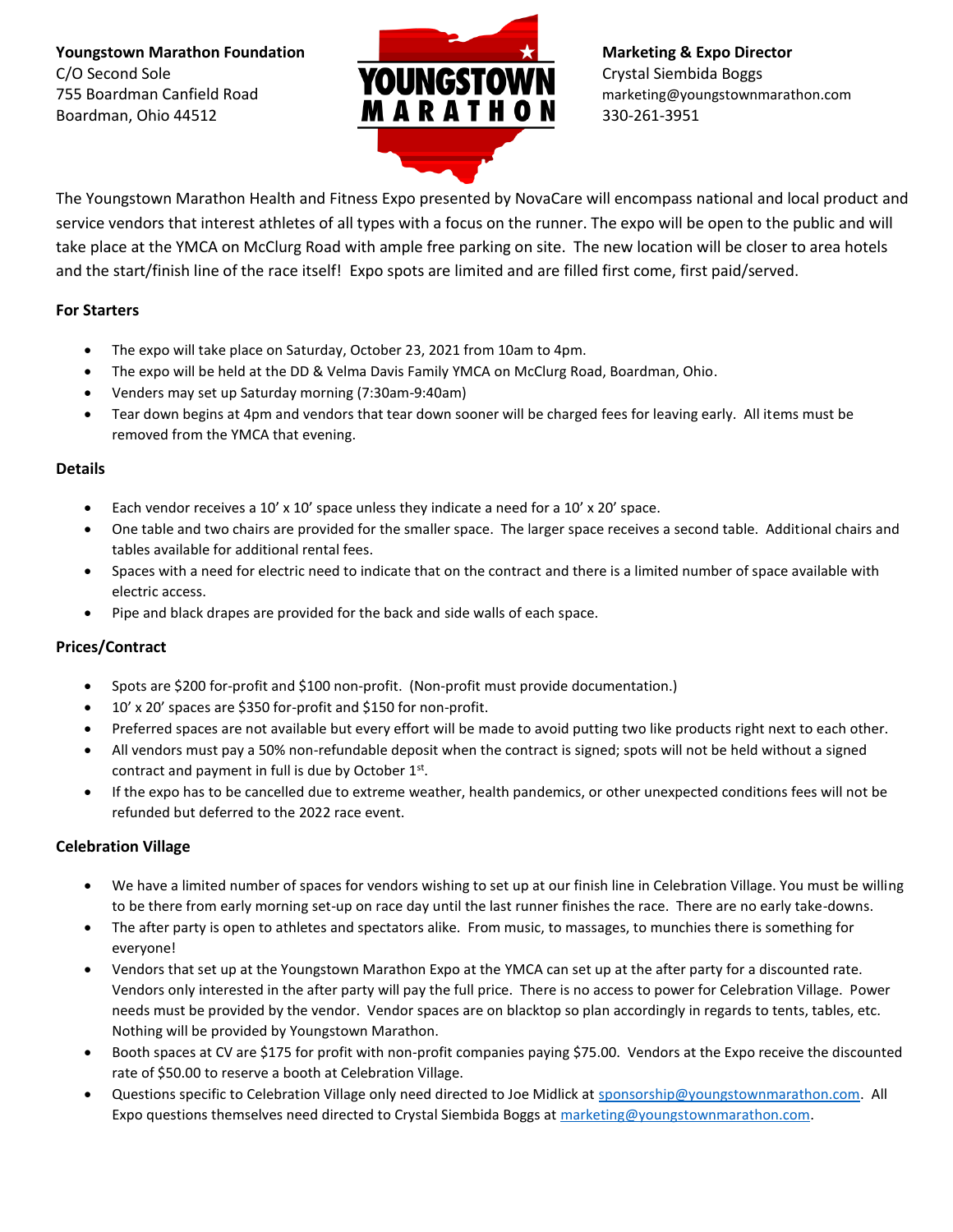**Youngstown Marathon Foundation**
C/O Second Sole
755 Boardman Canfield Road
Boardman, Ohio 44512

YOUNGSTOWN MARATHON

**Marketing & Expo Director**
Crystal Siembida Boggs
marketing@youngstownmarathon.com
330-261-3951

The Youngstown Marathon Health and Fitness Expo presented by NovaCare will encompass national and local product and service vendors that interest athletes of all types with a focus on the runner. The expo will be open to the public and will take place at the YMCA on McClurg Road with ample free parking on site. The new location will be closer to area hotels and the start/finish line of the race itself! Expo spots are limited and are filled first come, first paid/served.

### For Starters

- The expo will take place on Saturday, October 23, 2021 from 10am to 4pm.
- The expo will be held at the DD & Velma Davis Family YMCA on McClurg Road, Boardman, Ohio.
- Venders may set up Saturday morning (7:30am-9:40am)
- Tear down begins at 4pm and vendors that tear down sooner will be charged fees for leaving early. All items must be removed from the YMCA that evening.

### Details

- Each vendor receives a 10' x 10' space unless they indicate a need for a 10' x 20' space.
- One table and two chairs are provided for the smaller space. The larger space receives a second table. Additional chairs and tables available for additional rental fees.
- Spaces with a need for electric need to indicate that on the contract and there is a limited number of space available with electric access.
- Pipe and black drapes are provided for the back and side walls of each space.

### Prices/Contract

- Spots are $200 for-profit and $100 non-profit. (Non-profit must provide documentation.)
- 10' x 20' spaces are $350 for-profit and $150 for non-profit.
- Preferred spaces are not available but every effort will be made to avoid putting two like products right next to each other.
- All vendors must pay a 50% non-refundable deposit when the contract is signed; spots will not be held without a signed contract and payment in full is due by October 1st.
- If the expo has to be cancelled due to extreme weather, health pandemics, or other unexpected conditions fees will not be refunded but deferred to the 2022 race event.

### Celebration Village

- We have a limited number of spaces for vendors wishing to set up at our finish line in Celebration Village. You must be willing to be there from early morning set-up on race day until the last runner finishes the race. There are no early take-downs.
- The after party is open to athletes and spectators alike. From music, to massages, to munchies there is something for everyone!
- Vendors that set up at the Youngstown Marathon Expo at the YMCA can set up at the after party for a discounted rate. Vendors only interested in the after party will pay the full price. There is no access to power for Celebration Village. Power needs must be provided by the vendor. Vendor spaces are on blacktop so plan accordingly in regards to tents, tables, etc. Nothing will be provided by Youngstown Marathon.
- Booth spaces at CV are $175 for profit with non-profit companies paying $75.00. Vendors at the Expo receive the discounted rate of $50.00 to reserve a booth at Celebration Village.
- Questions specific to Celebration Village only need directed to Joe Midlick at sponsorship@youngstownmarathon.com. All Expo questions themselves need directed to Crystal Siembida Boggs at marketing@youngstownmarathon.com.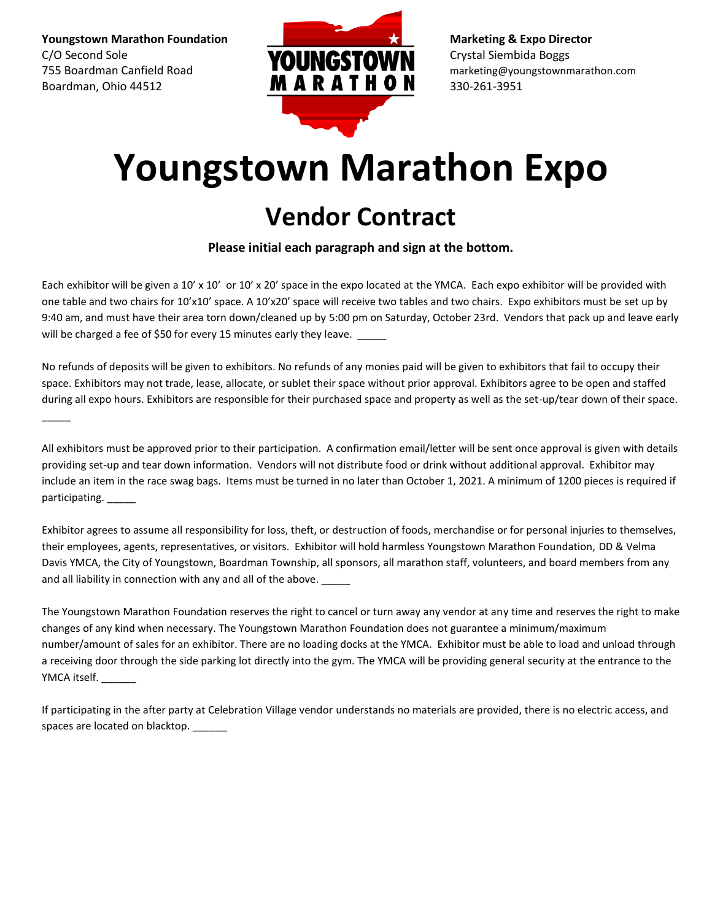**Youngstown Marathon Foundation**
C/O Second Sole
755 Boardman Canfield Road
Boardman, Ohio 44512

YOUNGSTOWN MARATHON

**Marketing & Expo Director**
Crystal Siembida Boggs
marketing@youngstownmarathon.com
330-261-3951

# Youngstown Marathon Expo

## Vendor Contract

**Please initial each paragraph and sign at the bottom.**

Each exhibitor will be given a 10' x 10' or 10' x 20' space in the expo located at the YMCA. Each expo exhibitor will be provided with one table and two chairs for 10'x10' space. A 10'x20' space will receive two tables and two chairs. Expo exhibitors must be set up by 9:40 am, and must have their area torn down/cleaned up by 5:00 pm on Saturday, October 23rd. Vendors that pack up and leave early will be charged a fee of $50 for every 15 minutes early they leave. _____

No refunds of deposits will be given to exhibitors. No refunds of any monies paid will be given to exhibitors that fail to occupy their space. Exhibitors may not trade, lease, allocate, or sublet their space without prior approval. Exhibitors agree to be open and staffed during all expo hours. Exhibitors are responsible for their purchased space and property as well as the set-up/tear down of their space. _____

All exhibitors must be approved prior to their participation. A confirmation email/letter will be sent once approval is given with details providing set-up and tear down information. Vendors will not distribute food or drink without additional approval. Exhibitor may include an item in the race swag bags. Items must be turned in no later than October 1, 2021. A minimum of 1200 pieces is required if participating. _____

Exhibitor agrees to assume all responsibility for loss, theft, or destruction of foods, merchandise or for personal injuries to themselves, their employees, agents, representatives, or visitors. Exhibitor will hold harmless Youngstown Marathon Foundation, DD & Velma Davis YMCA, the City of Youngstown, Boardman Township, all sponsors, all marathon staff, volunteers, and board members from any and all liability in connection with any and all of the above. _____

The Youngstown Marathon Foundation reserves the right to cancel or turn away any vendor at any time and reserves the right to make changes of any kind when necessary. The Youngstown Marathon Foundation does not guarantee a minimum/maximum number/amount of sales for an exhibitor. There are no loading docks at the YMCA. Exhibitor must be able to load and unload through a receiving door through the side parking lot directly into the gym. The YMCA will be providing general security at the entrance to the YMCA itself. ______

If participating in the after party at Celebration Village vendor understands no materials are provided, there is no electric access, and spaces are located on blacktop. ______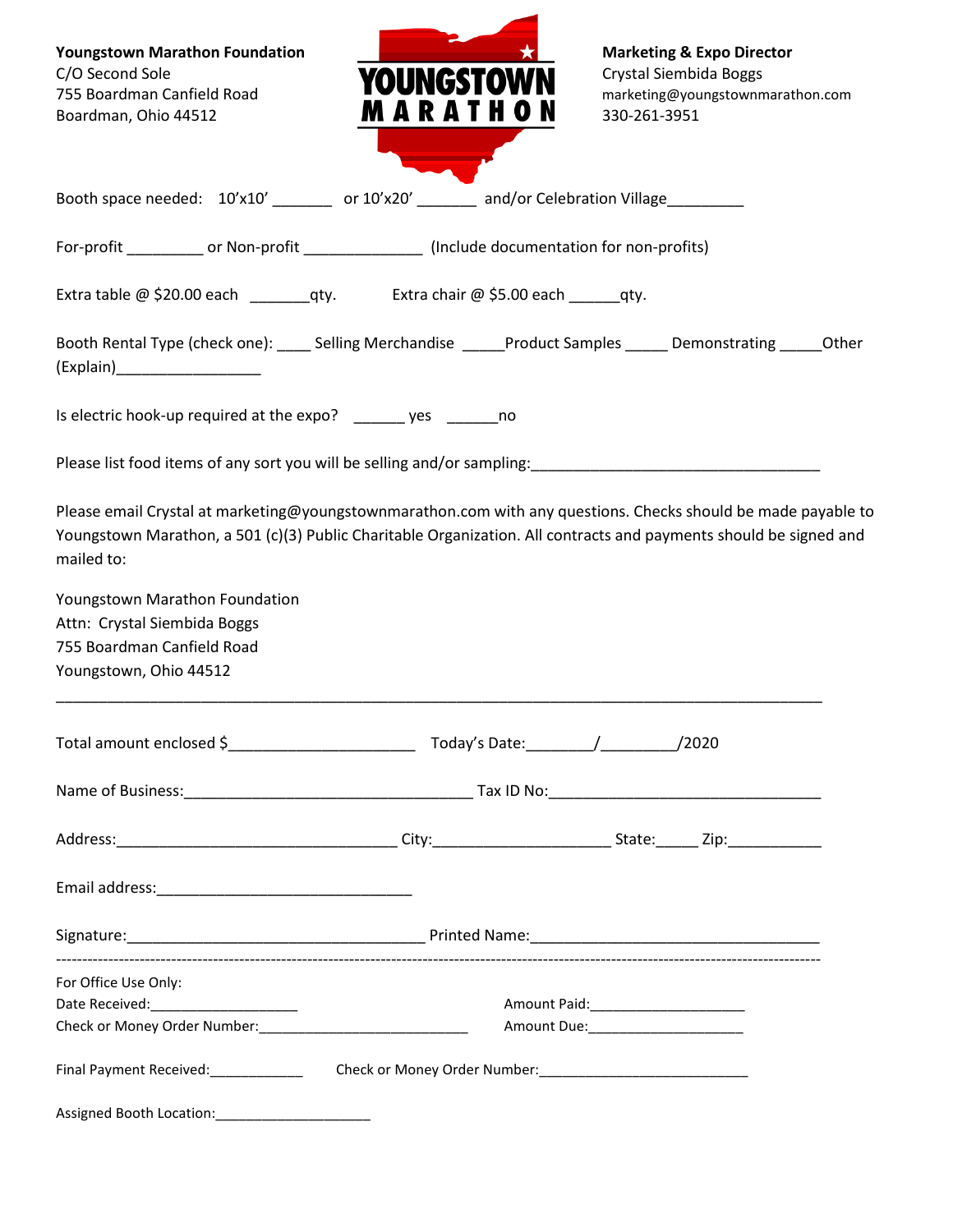**Youngstown Marathon Foundation**
C/O Second Sole
755 Boardman Canfield Road
Boardman, Ohio 44512

YOUNGSTOWN MARATHON

**Marketing & Expo Director**
Crystal Siembida Boggs
marketing@youngstownmarathon.com
330-261-3951

Booth space needed: 10’x10’ _______ or 10’x20’ _______ and/or Celebration Village_________

For-profit _________ or Non-profit ______________ (Include documentation for non-profits)

Extra table @ $20.00 each _______qty. Extra chair @ $5.00 each ______qty.

Booth Rental Type (check one): ____ Selling Merchandise _____Product Samples _____ Demonstrating _____Other (Explain)_________________

Is electric hook-up required at the expo? ______ yes ______no

Please list food items of any sort you will be selling and/or sampling:___________________________________

Please email Crystal at marketing@youngstownmarathon.com with any questions. Checks should be made payable to Youngstown Marathon, a 501 (c)(3) Public Charitable Organization. All contracts and payments should be signed and mailed to:

Youngstown Marathon Foundation
Attn: Crystal Siembida Boggs
755 Boardman Canfield Road
Youngstown, Ohio 44512

---

Total amount enclosed $______________________ Today’s Date:________/_________/2020

Name of Business:__________________________________ Tax ID No:________________________________

Address:_________________________________ City:_____________________ State:_____ Zip:___________

Email address:______________________________

Signature:___________________________________ Printed Name:__________________________________

---

For Office Use Only:
Date Received:___________________ Amount Paid:___________________
Check or Money Order Number:___________________________ Amount Due:___________________

Final Payment Received:____________ Check or Money Order Number:___________________________

Assigned Booth Location:____________________